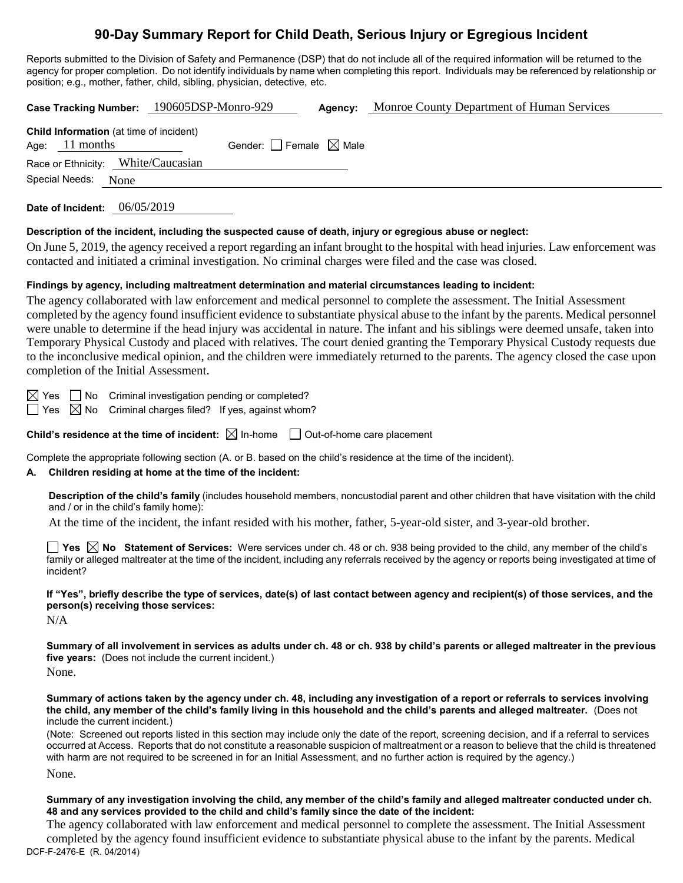# 90-Day Summary Report for Child Death, Serious Injury or Egregious Incident

Reports submitted to the Division of Safety and Permanence (DSP) that do not include all of the required information will be returned to the agency for proper completion. Do not identify individuals by name when completing this report. Individuals may be referenced by relationship or position; e.g., mother, father, child, sibling, physician, detective, etc.

**Case Tracking Number:** 190605DSP-Monro-929 **Agency:** Monroe County Department of Human Services

**Child Information** (at time of incident)
Age: 11 months Gender: ☐ Female ☒ Male
Race or Ethnicity: White/Caucasian
Special Needs: None

**Date of Incident:** 06/05/2019

**Description of the incident, including the suspected cause of death, injury or egregious abuse or neglect:**

On June 5, 2019, the agency received a report regarding an infant brought to the hospital with head injuries. Law enforcement was contacted and initiated a criminal investigation. No criminal charges were filed and the case was closed.

**Findings by agency, including maltreatment determination and material circumstances leading to incident:**

The agency collaborated with law enforcement and medical personnel to complete the assessment. The Initial Assessment completed by the agency found insufficient evidence to substantiate physical abuse to the infant by the parents. Medical personnel were unable to determine if the head injury was accidental in nature. The infant and his siblings were deemed unsafe, taken into Temporary Physical Custody and placed with relatives. The court denied granting the Temporary Physical Custody requests due to the inconclusive medical opinion, and the children were immediately returned to the parents. The agency closed the case upon completion of the Initial Assessment.

☒ Yes ☐ No Criminal investigation pending or completed?
☐ Yes ☒ No Criminal charges filed? If yes, against whom?

**Child's residence at the time of incident:** ☒ In-home ☐ Out-of-home care placement

Complete the appropriate following section (A. or B. based on the child's residence at the time of the incident).

**A. Children residing at home at the time of the incident:**

**Description of the child's family** (includes household members, noncustodial parent and other children that have visitation with the child and / or in the child's family home):

At the time of the incident, the infant resided with his mother, father, 5-year-old sister, and 3-year-old brother.

☐ **Yes** ☒ **No Statement of Services:** Were services under ch. 48 or ch. 938 being provided to the child, any member of the child's family or alleged maltreater at the time of the incident, including any referrals received by the agency or reports being investigated at time of incident?

**If "Yes", briefly describe the type of services, date(s) of last contact between agency and recipient(s) of those services, and the person(s) receiving those services:**

N/A

**Summary of all involvement in services as adults under ch. 48 or ch. 938 by child's parents or alleged maltreater in the previous five years:** (Does not include the current incident.)

None.

**Summary of actions taken by the agency under ch. 48, including any investigation of a report or referrals to services involving the child, any member of the child's family living in this household and the child's parents and alleged maltreater.** (Does not include the current incident.)

(Note: Screened out reports listed in this section may include only the date of the report, screening decision, and if a referral to services occurred at Access. Reports that do not constitute a reasonable suspicion of maltreatment or a reason to believe that the child is threatened with harm are not required to be screened in for an Initial Assessment, and no further action is required by the agency.)

None.

**Summary of any investigation involving the child, any member of the child's family and alleged maltreater conducted under ch. 48 and any services provided to the child and child's family since the date of the incident:**

The agency collaborated with law enforcement and medical personnel to complete the assessment. The Initial Assessment completed by the agency found insufficient evidence to substantiate physical abuse to the infant by the parents. Medical

DCF-F-2476-E (R. 04/2014)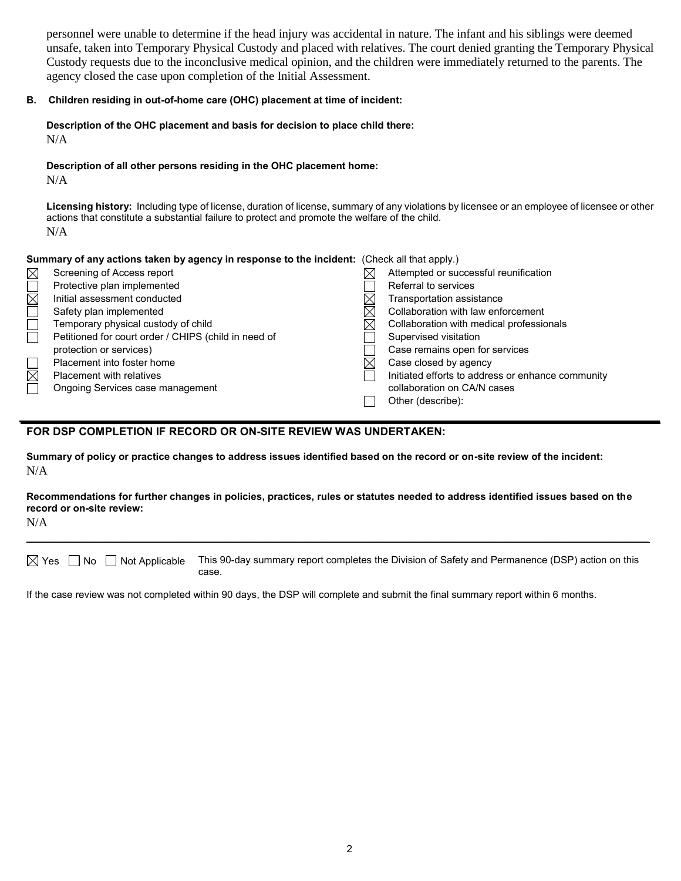personnel were unable to determine if the head injury was accidental in nature. The infant and his siblings were deemed unsafe, taken into Temporary Physical Custody and placed with relatives. The court denied granting the Temporary Physical Custody requests due to the inconclusive medical opinion, and the children were immediately returned to the parents. The agency closed the case upon completion of the Initial Assessment.

**B. Children residing in out-of-home care (OHC) placement at time of incident:**

**Description of the OHC placement and basis for decision to place child there:**
N/A

**Description of all other persons residing in the OHC placement home:**
N/A

**Licensing history:** Including type of license, duration of license, summary of any violations by licensee or an employee of licensee or other actions that constitute a substantial failure to protect and promote the welfare of the child.
N/A

**Summary of any actions taken by agency in response to the incident:** (Check all that apply.)

- ☒ Screening of Access report
- ☐ Protective plan implemented
- ☒ Initial assessment conducted
- ☐ Safety plan implemented
- ☐ Temporary physical custody of child
- ☐ Petitioned for court order / CHIPS (child in need of protection or services)
- ☐ Placement into foster home
- ☒ Placement with relatives
- ☐ Ongoing Services case management
- ☒ Attempted or successful reunification
- ☐ Referral to services
- ☒ Transportation assistance
- ☒ Collaboration with law enforcement
- ☒ Collaboration with medical professionals
- ☐ Supervised visitation
- ☐ Case remains open for services
- ☒ Case closed by agency
- ☐ Initiated efforts to address or enhance community collaboration on CA/N cases
- ☐ Other (describe):

## FOR DSP COMPLETION IF RECORD OR ON-SITE REVIEW WAS UNDERTAKEN:

**Summary of policy or practice changes to address issues identified based on the record or on-site review of the incident:**
N/A

**Recommendations for further changes in policies, practices, rules or statutes needed to address identified issues based on the record or on-site review:**
N/A

☒ Yes ☐ No ☐ Not Applicable This 90-day summary report completes the Division of Safety and Permanence (DSP) action on this case.

If the case review was not completed within 90 days, the DSP will complete and submit the final summary report within 6 months.